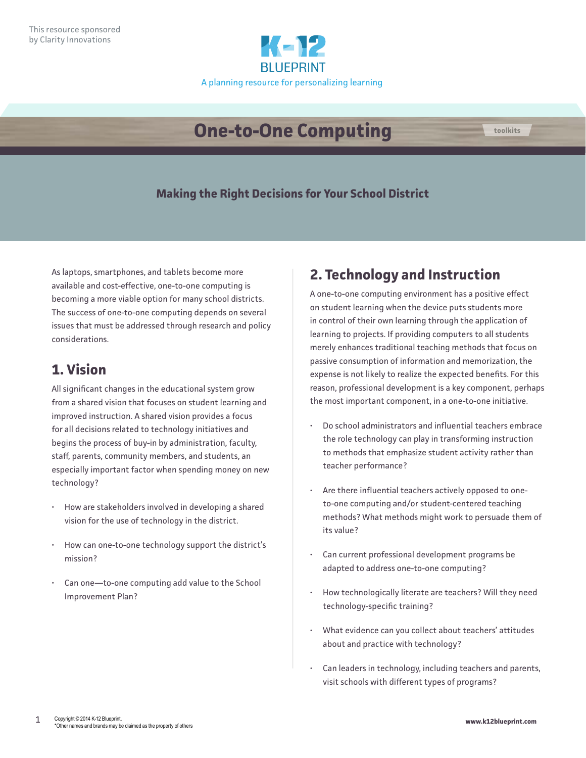This resource sponsored by Clarity Innovations

K-12 BLUEPRINT

A planning resource for personalizing learning

# One-to-One Computing

toolkits

## Making the Right Decisions for Your School District

As laptops, smartphones, and tablets become more available and cost-effective, one-to-one computing is becoming a more viable option for many school districts. The success of one-to-one computing depends on several issues that must be addressed through research and policy considerations.

## 1. Vision

All significant changes in the educational system grow from a shared vision that focuses on student learning and improved instruction. A shared vision provides a focus for all decisions related to technology initiatives and begins the process of buy-in by administration, faculty, staff, parents, community members, and students, an especially important factor when spending money on new technology?

- How are stakeholders involved in developing a shared vision for the use of technology in the district.
- How can one-to-one technology support the district's mission?
- Can one—to-one computing add value to the School Improvement Plan?

## 2. Technology and Instruction

A one-to-one computing environment has a positive effect on student learning when the device puts students more in control of their own learning through the application of learning to projects. If providing computers to all students merely enhances traditional teaching methods that focus on passive consumption of information and memorization, the expense is not likely to realize the expected benefits. For this reason, professional development is a key component, perhaps the most important component, in a one-to-one initiative.

- Do school administrators and influential teachers embrace the role technology can play in transforming instruction to methods that emphasize student activity rather than teacher performance?
- Are there influential teachers actively opposed to one-to-one computing and/or student-centered teaching methods? What methods might work to persuade them of its value?
- Can current professional development programs be adapted to address one-to-one computing?
- How technologically literate are teachers? Will they need technology-specific training?
- What evidence can you collect about teachers' attitudes about and practice with technology?
- Can leaders in technology, including teachers and parents, visit schools with different types of programs?

Copyright © 2014 K-12 Blueprint.
*Other names and brands may be claimed as the property of others

www.k12blueprint.com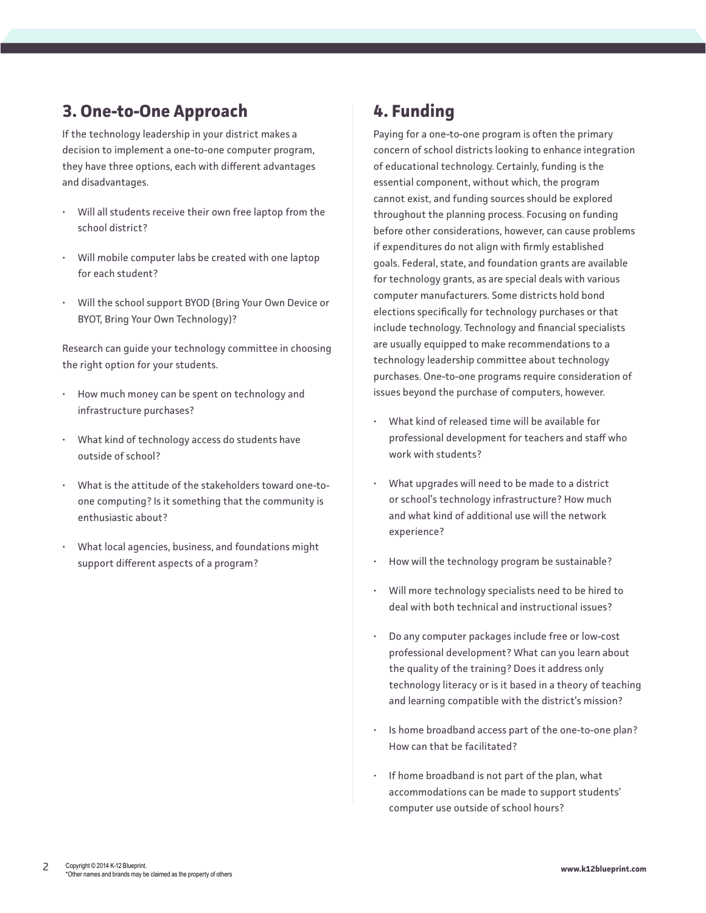## 3. One-to-One Approach

If the technology leadership in your district makes a decision to implement a one-to-one computer program, they have three options, each with different advantages and disadvantages.

- Will all students receive their own free laptop from the school district?
- Will mobile computer labs be created with one laptop for each student?
- Will the school support BYOD (Bring Your Own Device or BYOT, Bring Your Own Technology)?

Research can guide your technology committee in choosing the right option for your students.

- How much money can be spent on technology and infrastructure purchases?
- What kind of technology access do students have outside of school?
- What is the attitude of the stakeholders toward one-to-one computing? Is it something that the community is enthusiastic about?
- What local agencies, business, and foundations might support different aspects of a program?

## 4. Funding

Paying for a one-to-one program is often the primary concern of school districts looking to enhance integration of educational technology. Certainly, funding is the essential component, without which, the program cannot exist, and funding sources should be explored throughout the planning process. Focusing on funding before other considerations, however, can cause problems if expenditures do not align with firmly established goals. Federal, state, and foundation grants are available for technology grants, as are special deals with various computer manufacturers. Some districts hold bond elections specifically for technology purchases or that include technology. Technology and financial specialists are usually equipped to make recommendations to a technology leadership committee about technology purchases. One-to-one programs require consideration of issues beyond the purchase of computers, however.

- What kind of released time will be available for professional development for teachers and staff who work with students?
- What upgrades will need to be made to a district or school's technology infrastructure? How much and what kind of additional use will the network experience?
- How will the technology program be sustainable?
- Will more technology specialists need to be hired to deal with both technical and instructional issues?
- Do any computer packages include free or low-cost professional development? What can you learn about the quality of the training? Does it address only technology literacy or is it based in a theory of teaching and learning compatible with the district's mission?
- Is home broadband access part of the one-to-one plan? How can that be facilitated?
- If home broadband is not part of the plan, what accommodations can be made to support students' computer use outside of school hours?

Copyright © 2014 K-12 Blueprint.
*Other names and brands may be claimed as the property of others

www.k12blueprint.com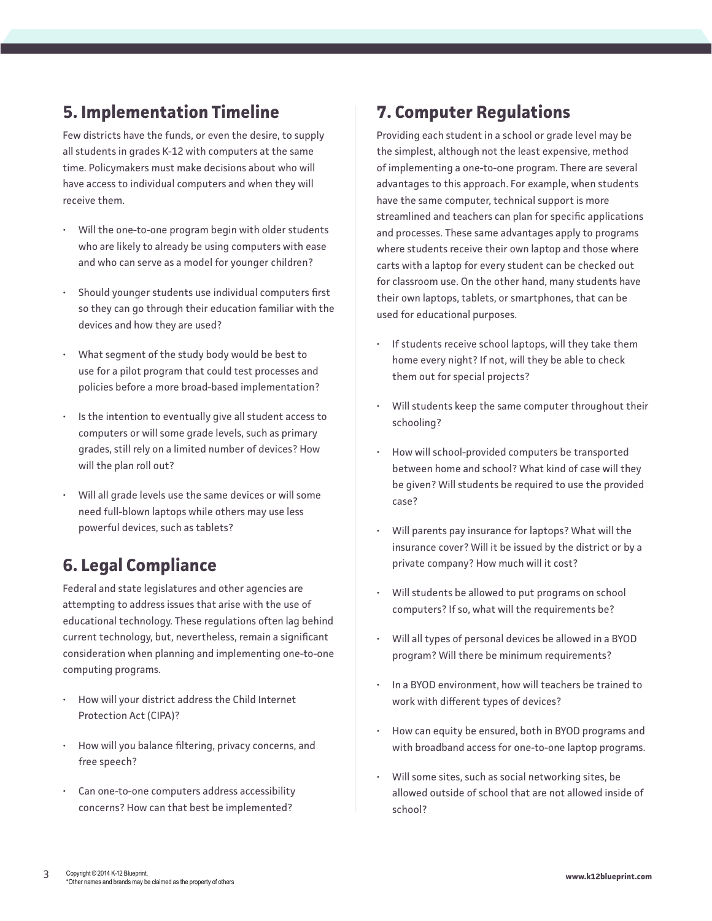## 5. Implementation Timeline

Few districts have the funds, or even the desire, to supply all students in grades K-12 with computers at the same time. Policymakers must make decisions about who will have access to individual computers and when they will receive them.

- Will the one-to-one program begin with older students who are likely to already be using computers with ease and who can serve as a model for younger children?
- Should younger students use individual computers first so they can go through their education familiar with the devices and how they are used?
- What segment of the study body would be best to use for a pilot program that could test processes and policies before a more broad-based implementation?
- Is the intention to eventually give all student access to computers or will some grade levels, such as primary grades, still rely on a limited number of devices? How will the plan roll out?
- Will all grade levels use the same devices or will some need full-blown laptops while others may use less powerful devices, such as tablets?

## 6. Legal Compliance

Federal and state legislatures and other agencies are attempting to address issues that arise with the use of educational technology. These regulations often lag behind current technology, but, nevertheless, remain a significant consideration when planning and implementing one-to-one computing programs.

- How will your district address the Child Internet Protection Act (CIPA)?
- How will you balance filtering, privacy concerns, and free speech?
- Can one-to-one computers address accessibility concerns? How can that best be implemented?

## 7. Computer Regulations

Providing each student in a school or grade level may be the simplest, although not the least expensive, method of implementing a one-to-one program. There are several advantages to this approach. For example, when students have the same computer, technical support is more streamlined and teachers can plan for specific applications and processes. These same advantages apply to programs where students receive their own laptop and those where carts with a laptop for every student can be checked out for classroom use. On the other hand, many students have their own laptops, tablets, or smartphones, that can be used for educational purposes.

- If students receive school laptops, will they take them home every night? If not, will they be able to check them out for special projects?
- Will students keep the same computer throughout their schooling?
- How will school-provided computers be transported between home and school? What kind of case will they be given? Will students be required to use the provided case?
- Will parents pay insurance for laptops? What will the insurance cover? Will it be issued by the district or by a private company? How much will it cost?
- Will students be allowed to put programs on school computers? If so, what will the requirements be?
- Will all types of personal devices be allowed in a BYOD program? Will there be minimum requirements?
- In a BYOD environment, how will teachers be trained to work with different types of devices?
- How can equity be ensured, both in BYOD programs and with broadband access for one-to-one laptop programs.
- Will some sites, such as social networking sites, be allowed outside of school that are not allowed inside of school?

Copyright © 2014 K-12 Blueprint.
*Other names and brands may be claimed as the property of others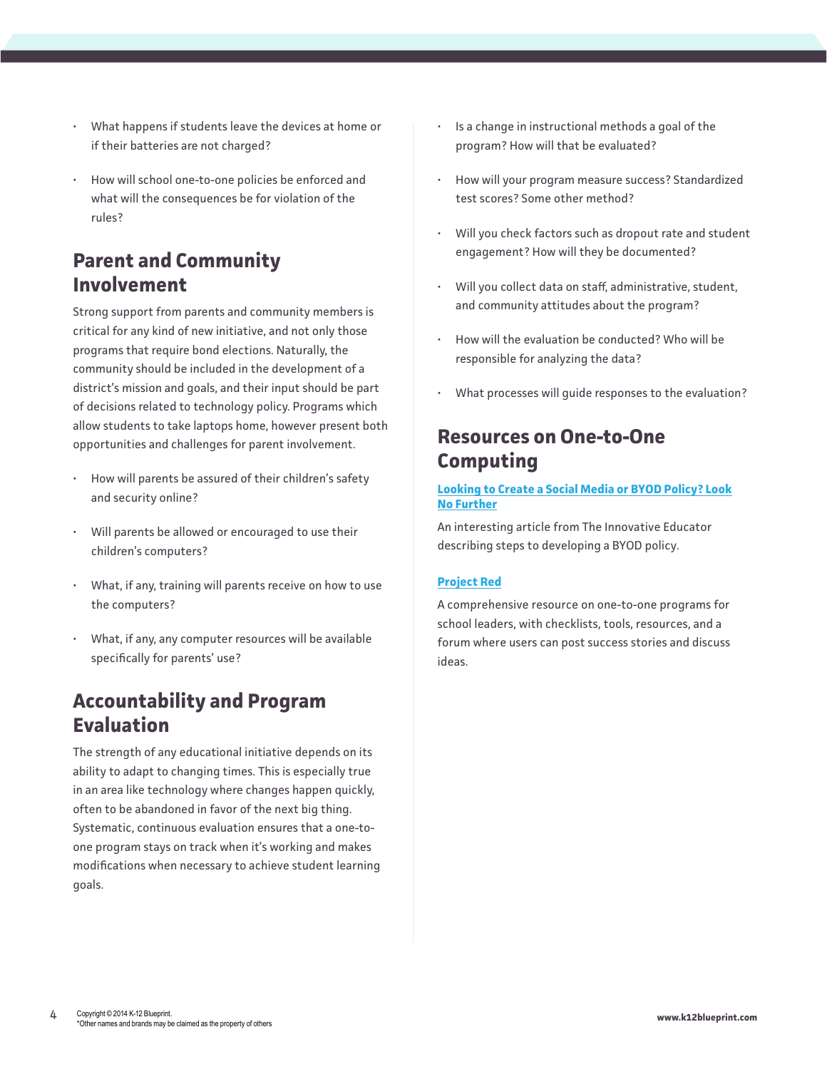- What happens if students leave the devices at home or if their batteries are not charged?
- How will school one-to-one policies be enforced and what will the consequences be for violation of the rules?

## Parent and Community Involvement

Strong support from parents and community members is critical for any kind of new initiative, and not only those programs that require bond elections. Naturally, the community should be included in the development of a district's mission and goals, and their input should be part of decisions related to technology policy. Programs which allow students to take laptops home, however present both opportunities and challenges for parent involvement.

- How will parents be assured of their children's safety and security online?
- Will parents be allowed or encouraged to use their children's computers?
- What, if any, training will parents receive on how to use the computers?
- What, if any, any computer resources will be available specifically for parents' use?

## Accountability and Program Evaluation

The strength of any educational initiative depends on its ability to adapt to changing times. This is especially true in an area like technology where changes happen quickly, often to be abandoned in favor of the next big thing. Systematic, continuous evaluation ensures that a one-to-one program stays on track when it's working and makes modifications when necessary to achieve student learning goals.

- Is a change in instructional methods a goal of the program? How will that be evaluated?
- How will your program measure success? Standardized test scores? Some other method?
- Will you check factors such as dropout rate and student engagement? How will they be documented?
- Will you collect data on staff, administrative, student, and community attitudes about the program?
- How will the evaluation be conducted? Who will be responsible for analyzing the data?
- What processes will guide responses to the evaluation?

## Resources on One-to-One Computing

**Looking to Create a Social Media or BYOD Policy? Look No Further**

An interesting article from The Innovative Educator describing steps to developing a BYOD policy.

**Project Red**

A comprehensive resource on one-to-one programs for school leaders, with checklists, tools, resources, and a forum where users can post success stories and discuss ideas.

Copyright © 2014 K-12 Blueprint.
*Other names and brands may be claimed as the property of others

www.k12blueprint.com